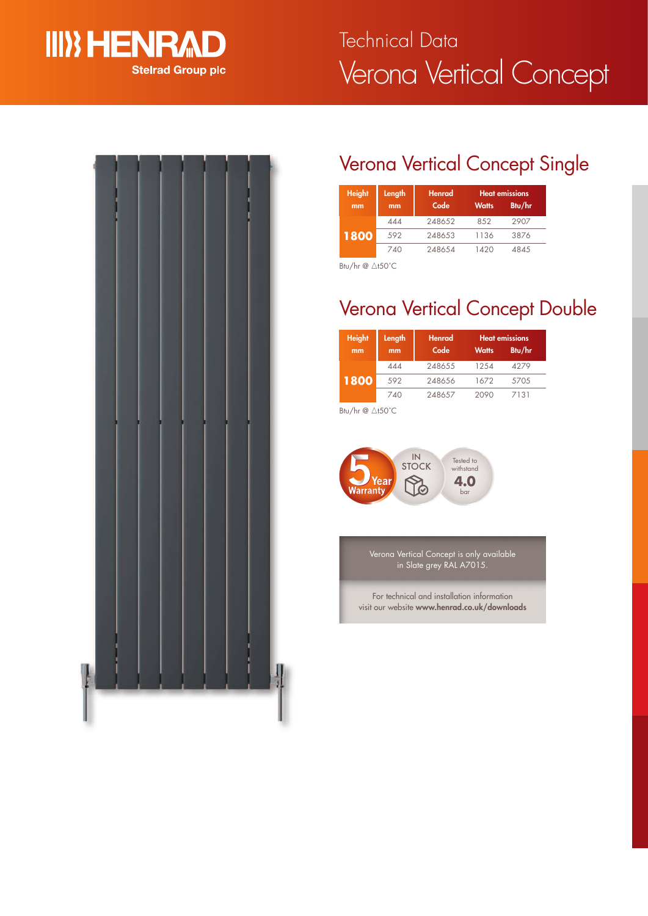# Technical Data
# Verona Vertical Concept

## Verona Vertical Concept Single

| Height mm | Length mm | Henrad Code | Heat emissions Watts | Heat emissions Btu/hr |
|---|---|---|---|---|
| 1800 | 444 | 248652 | 852 | 2907 |
| | 592 | 248653 | 1136 | 3876 |
| | 740 | 248654 | 1420 | 4845 |

Btu/hr @ △t50°C

## Verona Vertical Concept Double

| Height mm | Length mm | Henrad Code | Heat emissions Watts | Heat emissions Btu/hr |
|---|---|---|---|---|
| 1800 | 444 | 248655 | 1254 | 4279 |
| | 592 | 248656 | 1672 | 5705 |
| | 740 | 248657 | 2090 | 7131 |

Btu/hr @ △t50°C

5 Year Warranty | IN STOCK | Tested to withstand 4.0 bar

Verona Vertical Concept is only available in Slate grey RAL A7015.

For technical and installation information visit our website **www.henrad.co.uk/downloads**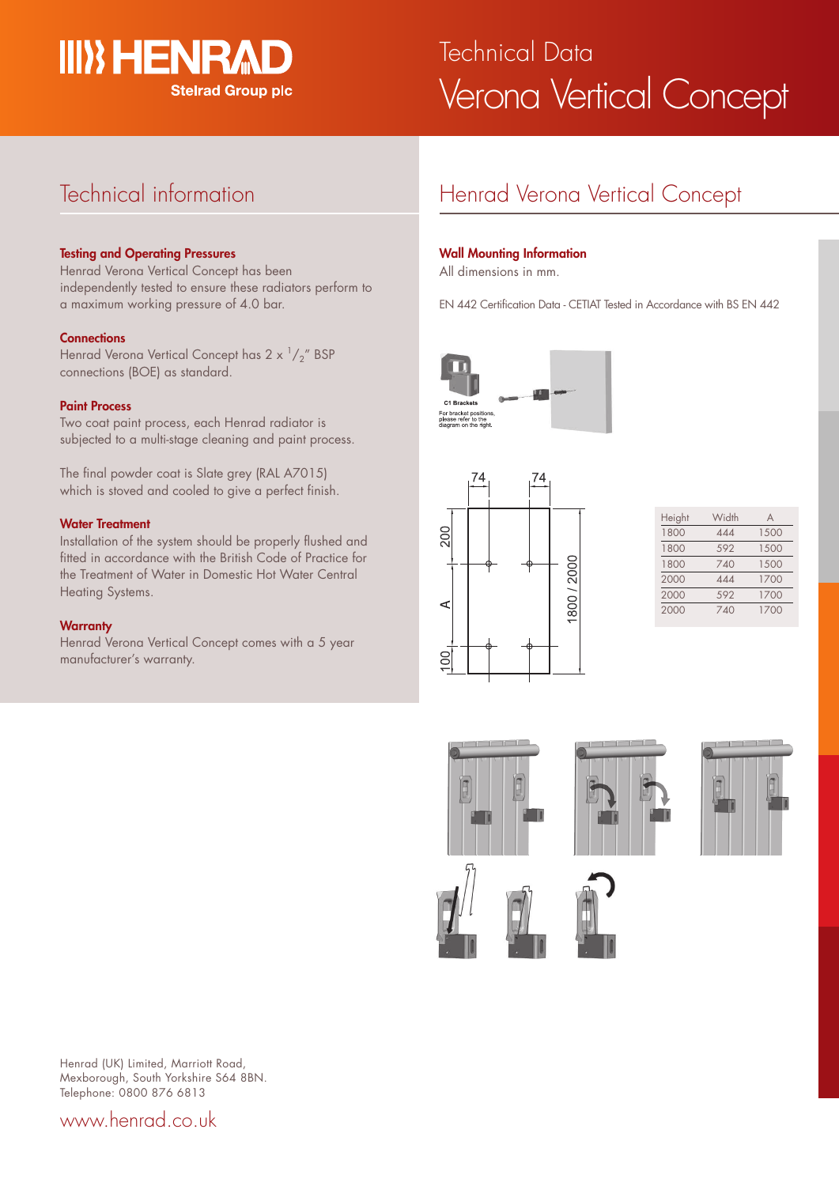# Technical Data
# Verona Vertical Concept

## Technical information

**Testing and Operating Pressures**
Henrad Verona Vertical Concept has been independently tested to ensure these radiators perform to a maximum working pressure of 4.0 bar.

**Connections**
Henrad Verona Vertical Concept has 2 x $^{1}/_{2}$" BSP connections (BOE) as standard.

**Paint Process**
Two coat paint process, each Henrad radiator is subjected to a multi-stage cleaning and paint process.

The final powder coat is Slate grey (RAL A7015) which is stoved and cooled to give a perfect finish.

**Water Treatment**
Installation of the system should be properly flushed and fitted in accordance with the British Code of Practice for the Treatment of Water in Domestic Hot Water Central Heating Systems.

**Warranty**
Henrad Verona Vertical Concept comes with a 5 year manufacturer's warranty.

## Henrad Verona Vertical Concept

**Wall Mounting Information**
All dimensions in mm.

EN 442 Certification Data - CETIAT Tested in Accordance with BS EN 442

C1 Brackets
For bracket positions, please refer to the diagram on the right.

74
74
200
A
100
1800 / 2000

| Height | Width | A |
|---|---|---|
| 1800 | 444 | 1500 |
| 1800 | 592 | 1500 |
| 1800 | 740 | 1500 |
| 2000 | 444 | 1700 |
| 2000 | 592 | 1700 |
| 2000 | 740 | 1700 |

Henrad (UK) Limited, Marriott Road,
Mexborough, South Yorkshire S64 8BN.
Telephone: 0800 876 6813

www.henrad.co.uk